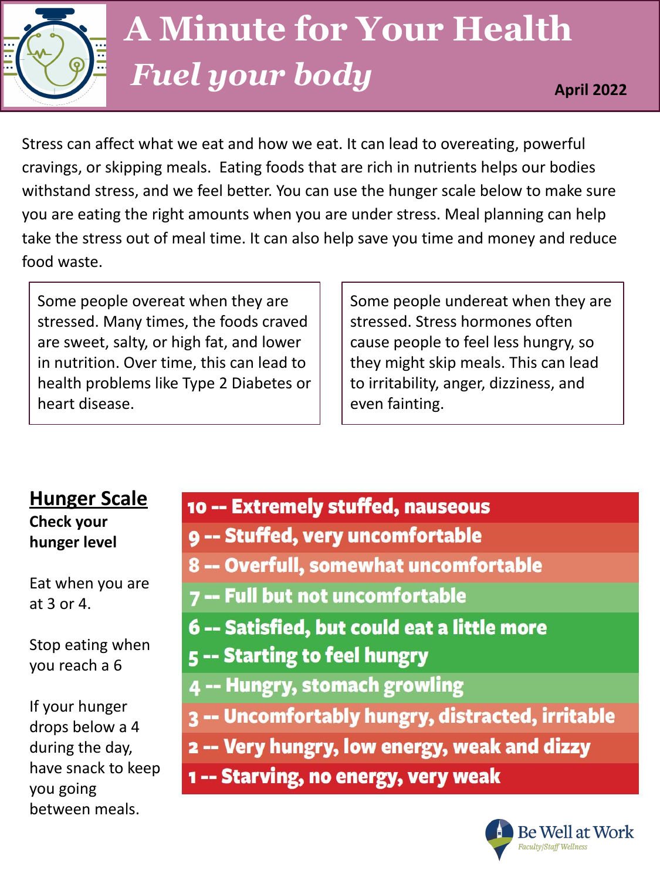# A Minute for Your Health

## *Fuel your body*

**April 2022**

Stress can affect what we eat and how we eat. It can lead to overeating, powerful cravings, or skipping meals. Eating foods that are rich in nutrients helps our bodies withstand stress, and we feel better. You can use the hunger scale below to make sure you are eating the right amounts when you are under stress. Meal planning can help take the stress out of meal time. It can also help save you time and money and reduce food waste.

Some people overeat when they are stressed. Many times, the foods craved are sweet, salty, or high fat, and lower in nutrition. Over time, this can lead to health problems like Type 2 Diabetes or heart disease.

Some people undereat when they are stressed. Stress hormones often cause people to feel less hungry, so they might skip meals. This can lead to irritability, anger, dizziness, and even fainting.

## Hunger Scale

**Check your hunger level**

Eat when you are at 3 or 4.

Stop eating when you reach a 6

If your hunger drops below a 4 during the day, have snack to keep you going between meals.

**10 -- Extremely stuffed, nauseous**

**9 -- Stuffed, very uncomfortable**

**8 -- Overfull, somewhat uncomfortable**

**7 -- Full but not uncomfortable**

**6 -- Satisfied, but could eat a little more**

**5 -- Starting to feel hungry**

**4 -- Hungry, stomach growling**

**3 -- Uncomfortably hungry, distracted, irritable**

**2 -- Very hungry, low energy, weak and dizzy**

**1 -- Starving, no energy, very weak**

Be Well at Work
*Faculty/Staff Wellness*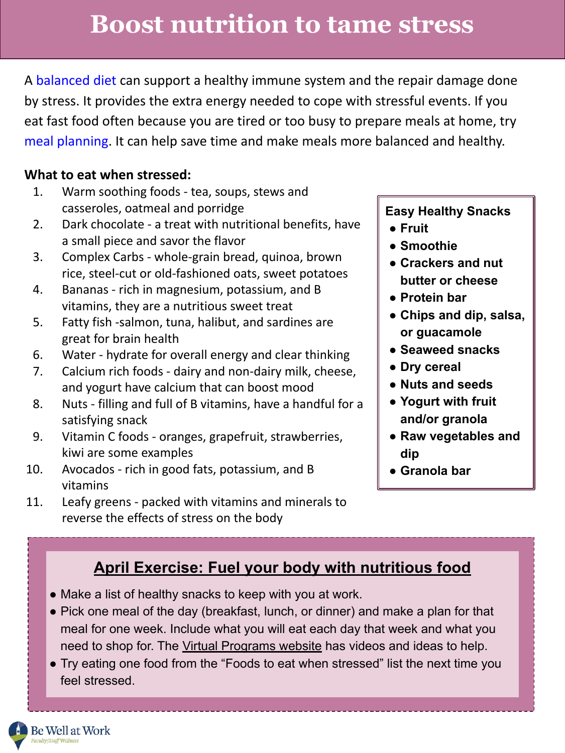# Boost nutrition to tame stress

A balanced diet can support a healthy immune system and the repair damage done by stress. It provides the extra energy needed to cope with stressful events. If you eat fast food often because you are tired or too busy to prepare meals at home, try meal planning. It can help save time and make meals more balanced and healthy.

**What to eat when stressed:**

1. Warm soothing foods - tea, soups, stews and casseroles, oatmeal and porridge
2. Dark chocolate - a treat with nutritional benefits, have a small piece and savor the flavor
3. Complex Carbs - whole-grain bread, quinoa, brown rice, steel-cut or old-fashioned oats, sweet potatoes
4. Bananas - rich in magnesium, potassium, and B vitamins, they are a nutritious sweet treat
5. Fatty fish -salmon, tuna, halibut, and sardines are great for brain health
6. Water - hydrate for overall energy and clear thinking
7. Calcium rich foods - dairy and non-dairy milk, cheese, and yogurt have calcium that can boost mood
8. Nuts - filling and full of B vitamins, have a handful for a satisfying snack
9. Vitamin C foods - oranges, grapefruit, strawberries, kiwi are some examples
10. Avocados - rich in good fats, potassium, and B vitamins
11. Leafy greens - packed with vitamins and minerals to reverse the effects of stress on the body

**Easy Healthy Snacks**

- **Fruit**
- **Smoothie**
- **Crackers and nut butter or cheese**
- **Protein bar**
- **Chips and dip, salsa, or guacamole**
- **Seaweed snacks**
- **Dry cereal**
- **Nuts and seeds**
- **Yogurt with fruit and/or granola**
- **Raw vegetables and dip**
- **Granola bar**

## April Exercise: Fuel your body with nutritious food

- Make a list of healthy snacks to keep with you at work.
- Pick one meal of the day (breakfast, lunch, or dinner) and make a plan for that meal for one week. Include what you will eat each day that week and what you need to shop for. The Virtual Programs website has videos and ideas to help.
- Try eating one food from the "Foods to eat when stressed" list the next time you feel stressed.

Be Well at Work
Faculty|Staff Wellness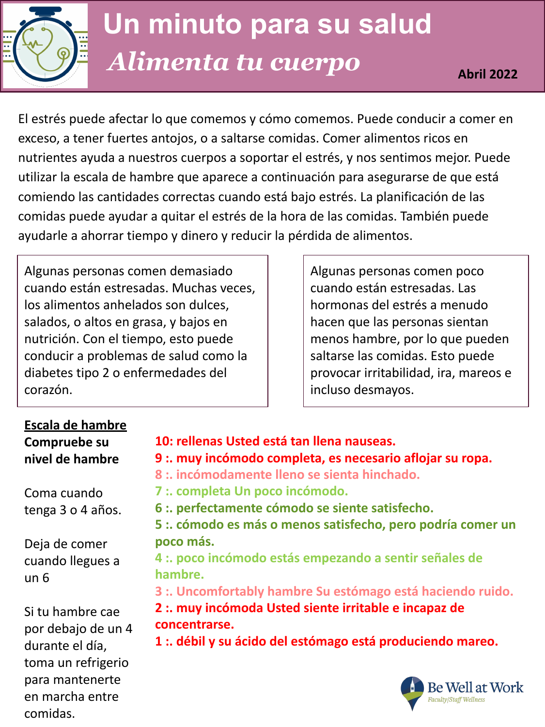# Un minuto para su salud

## *Alimenta tu cuerpo*

**Abril 2022**

El estrés puede afectar lo que comemos y cómo comemos. Puede conducir a comer en exceso, a tener fuertes antojos, o a saltarse comidas. Comer alimentos ricos en nutrientes ayuda a nuestros cuerpos a soportar el estrés, y nos sentimos mejor. Puede utilizar la escala de hambre que aparece a continuación para asegurarse de que está comiendo las cantidades correctas cuando está bajo estrés. La planificación de las comidas puede ayudar a quitar el estrés de la hora de las comidas. También puede ayudarle a ahorrar tiempo y dinero y reducir la pérdida de alimentos.

Algunas personas comen demasiado cuando están estresadas. Muchas veces, los alimentos anhelados son dulces, salados, o altos en grasa, y bajos en nutrición. Con el tiempo, esto puede conducir a problemas de salud como la diabetes tipo 2 o enfermedades del corazón.

Algunas personas comen poco cuando están estresadas. Las hormonas del estrés a menudo hacen que las personas sientan menos hambre, por lo que pueden saltarse las comidas. Esto puede provocar irritabilidad, ira, mareos e incluso desmayos.

<u>**Escala de hambre**</u>

**Compruebe su nivel de hambre**

Coma cuando tenga 3 o 4 años.

Deja de comer cuando llegues a un 6

Si tu hambre cae por debajo de un 4 durante el día, toma un refrigerio para mantenerte en marcha entre comidas.

**10: rellenas Usted está tan llena nauseas.**
**9 :. muy incómodo completa, es necesario aflojar su ropa.**
**8 :. incómodamente lleno se sienta hinchado.**
**7 :. completa Un poco incómodo.**
**6 :. perfectamente cómodo se siente satisfecho.**
**5 :. cómodo es más o menos satisfecho, pero podría comer un poco más.**
**4 :. poco incómodo estás empezando a sentir señales de hambre.**
**3 :. Uncomfortably hambre Su estómago está haciendo ruido.**
**2 :. muy incómoda Usted siente irritable e incapaz de concentrarse.**
**1 :. débil y su ácido del estómago está produciendo mareo.**

Be Well at Work
Faculty/Staff Wellness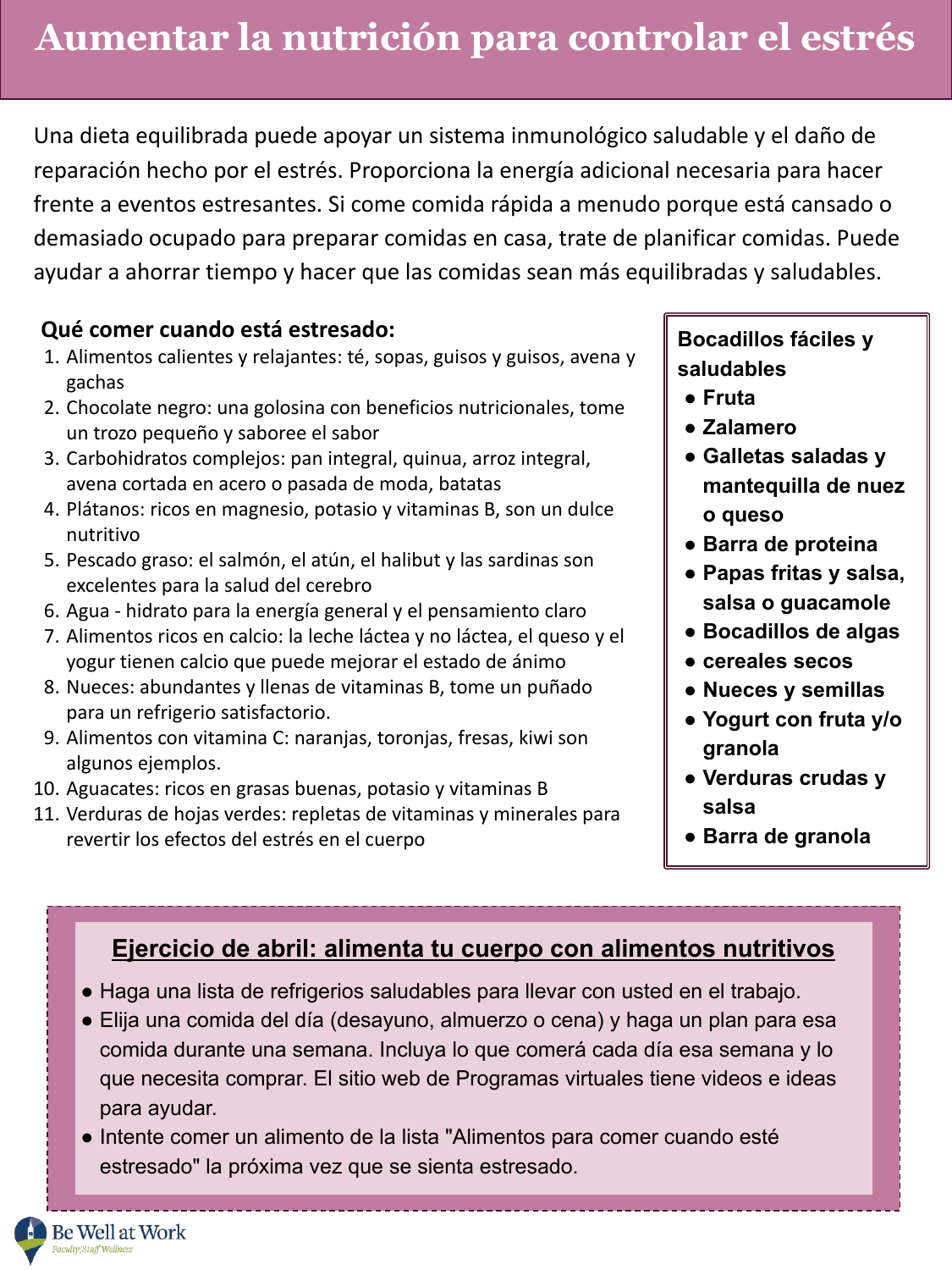# Aumentar la nutrición para controlar el estrés

Una dieta equilibrada puede apoyar un sistema inmunológico saludable y el daño de reparación hecho por el estrés. Proporciona la energía adicional necesaria para hacer frente a eventos estresantes. Si come comida rápida a menudo porque está cansado o demasiado ocupado para preparar comidas en casa, trate de planificar comidas. Puede ayudar a ahorrar tiempo y hacer que las comidas sean más equilibradas y saludables.

**Qué comer cuando está estresado:**

1. Alimentos calientes y relajantes: té, sopas, guisos y guisos, avena y gachas
2. Chocolate negro: una golosina con beneficios nutricionales, tome un trozo pequeño y saboree el sabor
3. Carbohidratos complejos: pan integral, quinua, arroz integral, avena cortada en acero o pasada de moda, batatas
4. Plátanos: ricos en magnesio, potasio y vitaminas B, son un dulce nutritivo
5. Pescado graso: el salmón, el atún, el halibut y las sardinas son excelentes para la salud del cerebro
6. Agua - hidrato para la energía general y el pensamiento claro
7. Alimentos ricos en calcio: la leche láctea y no láctea, el queso y el yogur tienen calcio que puede mejorar el estado de ánimo
8. Nueces: abundantes y llenas de vitaminas B, tome un puñado para un refrigerio satisfactorio.
9. Alimentos con vitamina C: naranjas, toronjas, fresas, kiwi son algunos ejemplos.
10. Aguacates: ricos en grasas buenas, potasio y vitaminas B
11. Verduras de hojas verdes: repletas de vitaminas y minerales para revertir los efectos del estrés en el cuerpo

**Bocadillos fáciles y saludables**

- **Fruta**
- **Zalamero**
- **Galletas saladas y mantequilla de nuez o queso**
- **Barra de proteina**
- **Papas fritas y salsa, salsa o guacamole**
- **Bocadillos de algas**
- **cereales secos**
- **Nueces y semillas**
- **Yogurt con fruta y/o granola**
- **Verduras crudas y salsa**
- **Barra de granola**

## Ejercicio de abril: alimenta tu cuerpo con alimentos nutritivos

- Haga una lista de refrigerios saludables para llevar con usted en el trabajo.
- Elija una comida del día (desayuno, almuerzo o cena) y haga un plan para esa comida durante una semana. Incluya lo que comerá cada día esa semana y lo que necesita comprar. El sitio web de Programas virtuales tiene videos e ideas para ayudar.
- Intente comer un alimento de la lista "Alimentos para comer cuando esté estresado" la próxima vez que se sienta estresado.

Be Well at Work
Faculty|Staff Wellness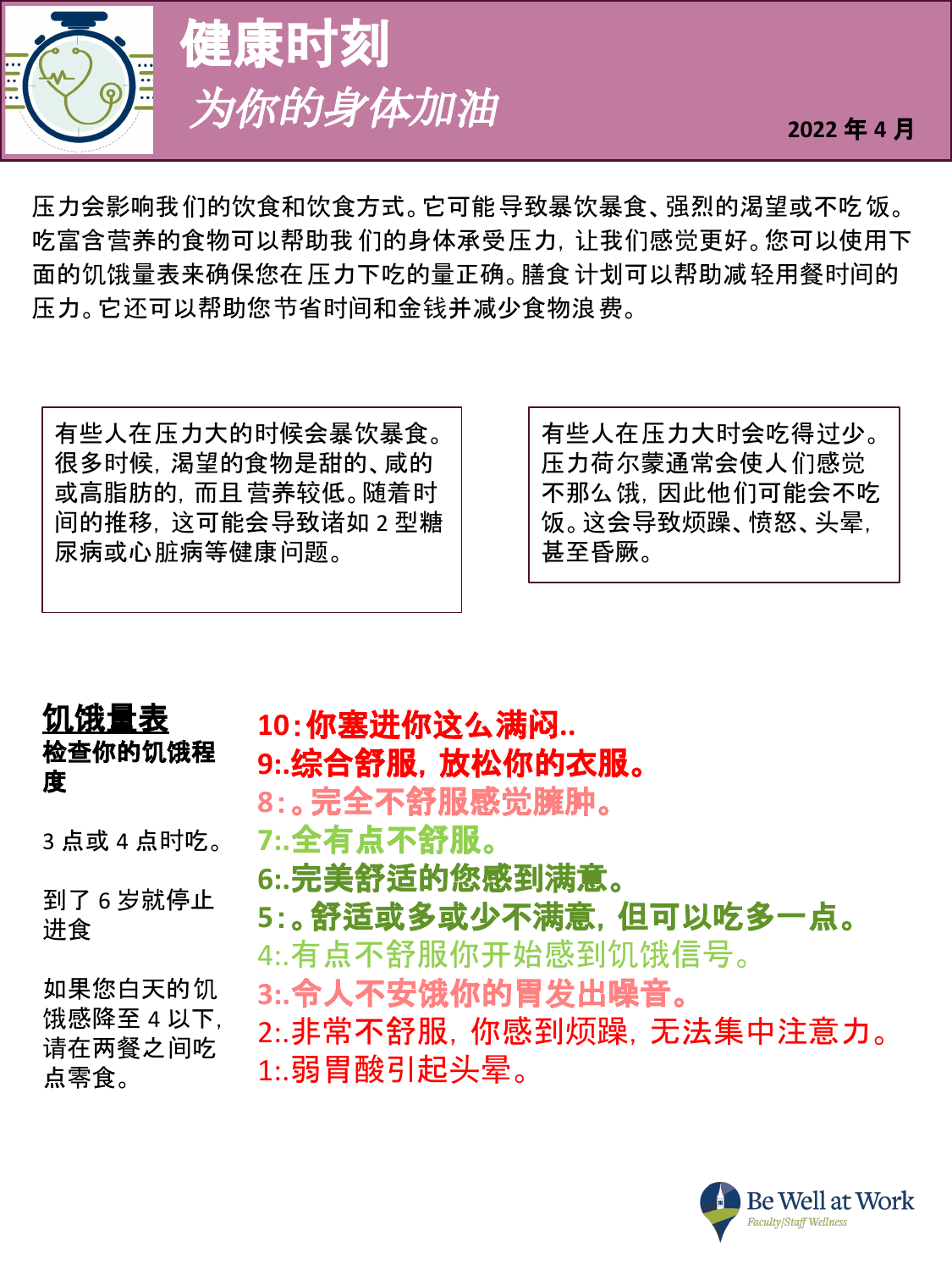# 健康时刻

## *为你的身体加油*

2022 年 4 月

压力会影响我们的饮食和饮食方式。它可能导致暴饮暴食、强烈的渴望或不吃饭。吃富含营养的食物可以帮助我们的身体承受压力，让我们感觉更好。您可以使用下面的饥饿量表来确保您在压力下吃的量正确。膳食计划可以帮助减轻用餐时间的压力。它还可以帮助您节省时间和金钱并减少食物浪费。

有些人在压力大的时候会暴饮暴食。很多时候，渴望的食物是甜的、咸的或高脂肪的，而且营养较低。随着时间的推移，这可能会导致诸如 2 型糖尿病或心脏病等健康问题。

有些人在压力大时会吃得过少。压力荷尔蒙通常会使人们感觉不那么饿，因此他们可能会不吃饭。这会导致烦躁、愤怒、头晕，甚至昏厥。

**饥饿量表**

**检查你的饥饿程度**

3 点或 4 点时吃。

到了 6 岁就停止进食

如果您白天的饥饿感降至 4 以下，请在两餐之间吃点零食。

**10:你塞进你这么满闷..**

**9:.综合舒服，放松你的衣服。**

**8:。完全不舒服感觉臃肿。**

**7:.全有点不舒服。**

**6:.完美舒适的您感到满意。**

**5:。舒适或多或少不满意，但可以吃多一点。**

4:.有点不舒服你开始感到饥饿信号。

**3:.令人不安饿你的胃发出噪音。**

2:.非常不舒服，你感到烦躁，无法集中注意力。

1:.弱胃酸引起头晕。

Be Well at Work
Faculty/Staff Wellness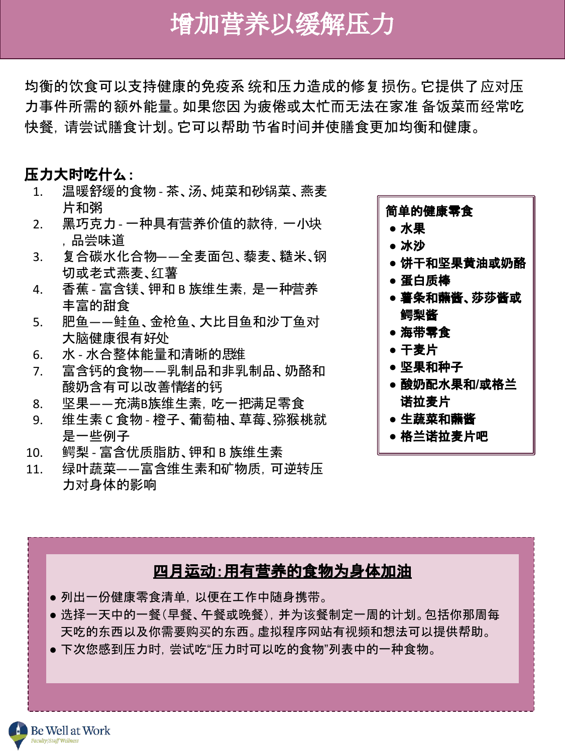# 增加营养以缓解压力

均衡的饮食可以支持健康的免疫系 统和压力造成的修复 损伤。它提供了应对压力事件所需的额外能量。如果您因 为疲倦或太忙而无法在家准 备饭菜而经常吃快餐，请尝试膳食计划。它可以帮助 节省时间并使膳食更加均衡和健康。

**压力大时吃什么：**

1. 温暖舒缓的食物 - 茶、汤、炖菜和砂锅菜、燕麦片和粥
2. 黑巧克力 - 一种具有营养价值的款待，一小块，品尝味道
3. 复合碳水化合物——全麦面包、藜麦、糙米、钢切或老式燕麦、红薯
4. 香蕉 - 富含镁、钾和 B 族维生素，是一种营养丰富的甜食
5. 肥鱼——鲑鱼、金枪鱼、大比目鱼和沙丁鱼对大脑健康很有好处
6. 水 - 水合整体能量和清晰的思维
7. 富含钙的食物——乳制品和非乳制品、奶酪和酸奶含有可以改善情绪的钙
8. 坚果——充满B族维生素，吃一把满足零食
9. 维生素 C 食物 - 橙子、葡萄柚、草莓、猕猴桃就是一些例子
10. 鳄梨 - 富含优质脂肪、钾和 B 族维生素
11. 绿叶蔬菜——富含维生素和矿物质，可逆转压力对身体的影响

**简单的健康零食**

- **水果**
- **冰沙**
- **饼干和坚果黄油或奶酪**
- **蛋白质棒**
- **薯条和蘸酱、莎莎酱或鳄梨酱**
- **海带零食**
- **干麦片**
- **坚果和种子**
- **酸奶配水果和/或格兰诺拉麦片**
- **生蔬菜和蘸酱**
- **格兰诺拉麦片吧**

**四月运动：用有营养的食物为身体加油**

- 列出一份健康零食清单，以便在工作中随身携带。
- 选择一天中的一餐（早餐、午餐或晚餐），并为该餐制定一周的计划。包括你那周每天吃的东西以及你需要购买的东西。虚拟程序网站有视频和想法可以提供帮助。
- 下次您感到压力时，尝试吃“压力时可以吃的食物”列表中的一种食物。

Be Well at Work
Faculty/Staff Wellness